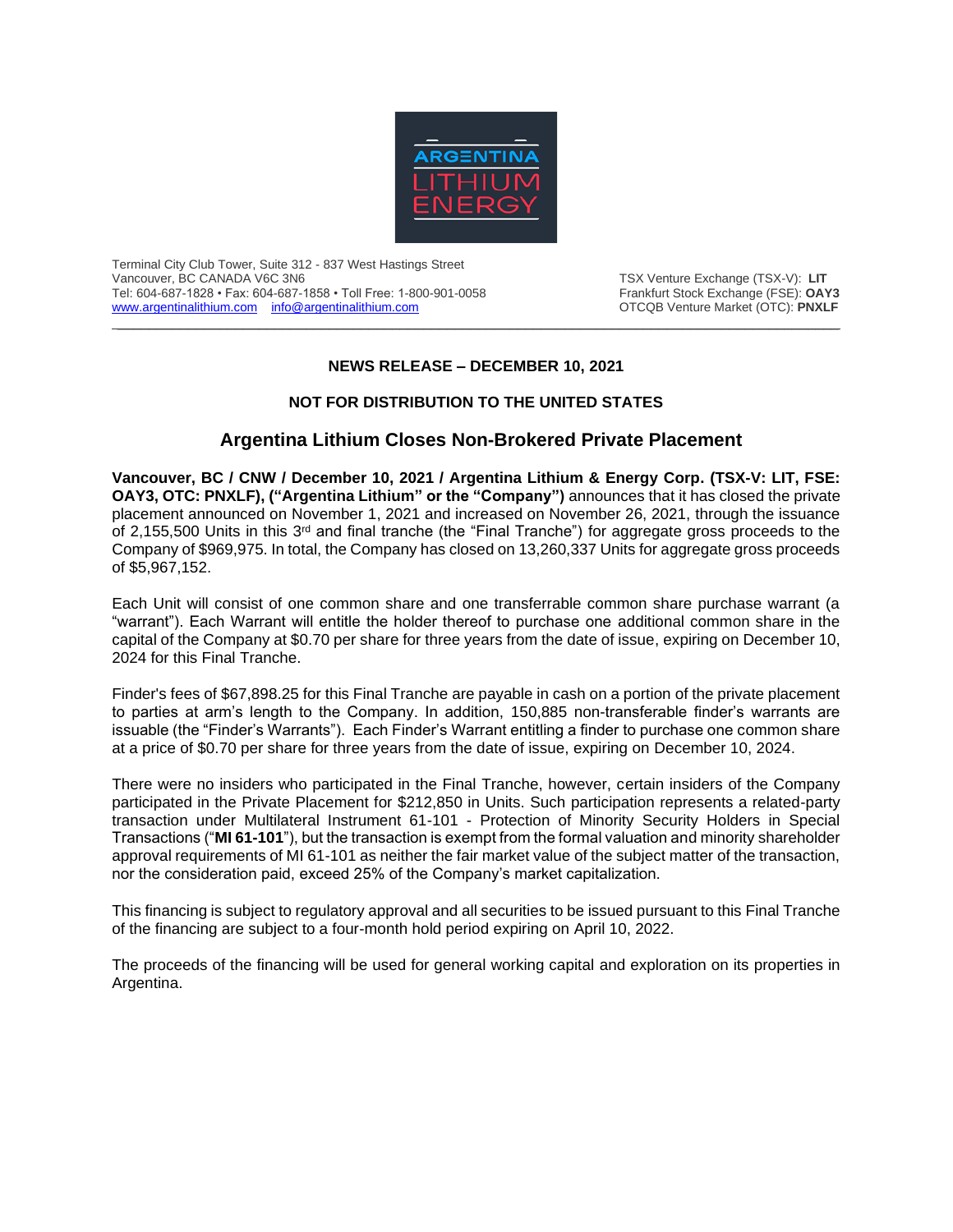Terminal City Club Tower, Suite 312 - 837 West Hastings Street
Vancouver, BC CANADA V6C 3N6
Tel: 604-687-1828 • Fax: 604-687-1858 • Toll Free: 1-800-901-0058
www.argentinalithium.com info@argentinalithium.com

TSX Venture Exchange (TSX-V): **LIT**
Frankfurt Stock Exchange (FSE): **OAY3**
OTCQB Venture Market (OTC): **PNXLF**

**NEWS RELEASE – DECEMBER 10, 2021**

**NOT FOR DISTRIBUTION TO THE UNITED STATES**

## Argentina Lithium Closes Non-Brokered Private Placement

**Vancouver, BC / CNW / December 10, 2021 / Argentina Lithium & Energy Corp. (TSX-V: LIT, FSE: OAY3, OTC: PNXLF), ("Argentina Lithium" or the "Company")** announces that it has closed the private placement announced on November 1, 2021 and increased on November 26, 2021, through the issuance of 2,155,500 Units in this 3rd and final tranche (the "Final Tranche") for aggregate gross proceeds to the Company of $969,975. In total, the Company has closed on 13,260,337 Units for aggregate gross proceeds of $5,967,152.

Each Unit will consist of one common share and one transferrable common share purchase warrant (a "warrant"). Each Warrant will entitle the holder thereof to purchase one additional common share in the capital of the Company at $0.70 per share for three years from the date of issue, expiring on December 10, 2024 for this Final Tranche.

Finder's fees of $67,898.25 for this Final Tranche are payable in cash on a portion of the private placement to parties at arm's length to the Company. In addition, 150,885 non-transferable finder's warrants are issuable (the "Finder's Warrants"). Each Finder's Warrant entitling a finder to purchase one common share at a price of $0.70 per share for three years from the date of issue, expiring on December 10, 2024.

There were no insiders who participated in the Final Tranche, however, certain insiders of the Company participated in the Private Placement for $212,850 in Units. Such participation represents a related-party transaction under Multilateral Instrument 61-101 - Protection of Minority Security Holders in Special Transactions ("**MI 61-101**"), but the transaction is exempt from the formal valuation and minority shareholder approval requirements of MI 61-101 as neither the fair market value of the subject matter of the transaction, nor the consideration paid, exceed 25% of the Company's market capitalization.

This financing is subject to regulatory approval and all securities to be issued pursuant to this Final Tranche of the financing are subject to a four-month hold period expiring on April 10, 2022.

The proceeds of the financing will be used for general working capital and exploration on its properties in Argentina.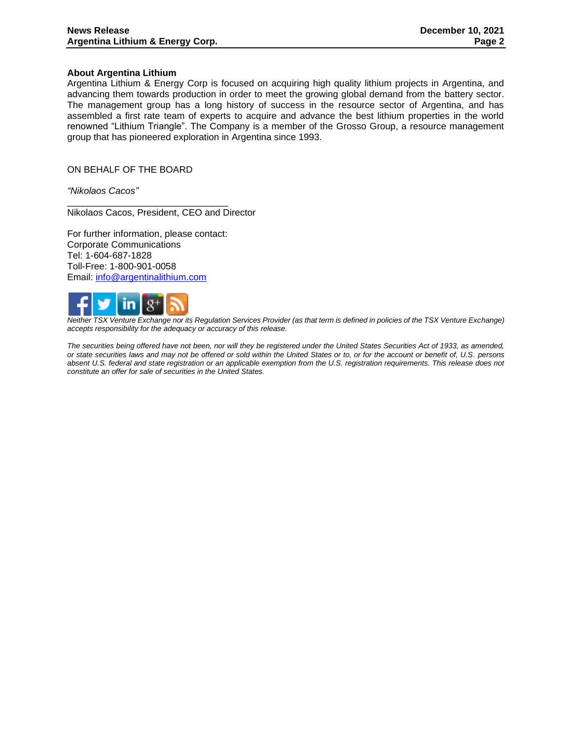**About Argentina Lithium**

Argentina Lithium & Energy Corp is focused on acquiring high quality lithium projects in Argentina, and advancing them towards production in order to meet the growing global demand from the battery sector. The management group has a long history of success in the resource sector of Argentina, and has assembled a first rate team of experts to acquire and advance the best lithium properties in the world renowned "Lithium Triangle". The Company is a member of the Grosso Group, a resource management group that has pioneered exploration in Argentina since 1993.

ON BEHALF OF THE BOARD

*"Nikolaos Cacos"*

______________________________

Nikolaos Cacos, President, CEO and Director

For further information, please contact:
Corporate Communications
Tel: 1-604-687-1828
Toll-Free: 1-800-901-0058
Email: info@argentinalithium.com

*Neither TSX Venture Exchange nor its Regulation Services Provider (as that term is defined in policies of the TSX Venture Exchange) accepts responsibility for the adequacy or accuracy of this release.*

*The securities being offered have not been, nor will they be registered under the United States Securities Act of 1933, as amended, or state securities laws and may not be offered or sold within the United States or to, or for the account or benefit of, U.S. persons absent U.S. federal and state registration or an applicable exemption from the U.S. registration requirements. This release does not constitute an offer for sale of securities in the United States.*